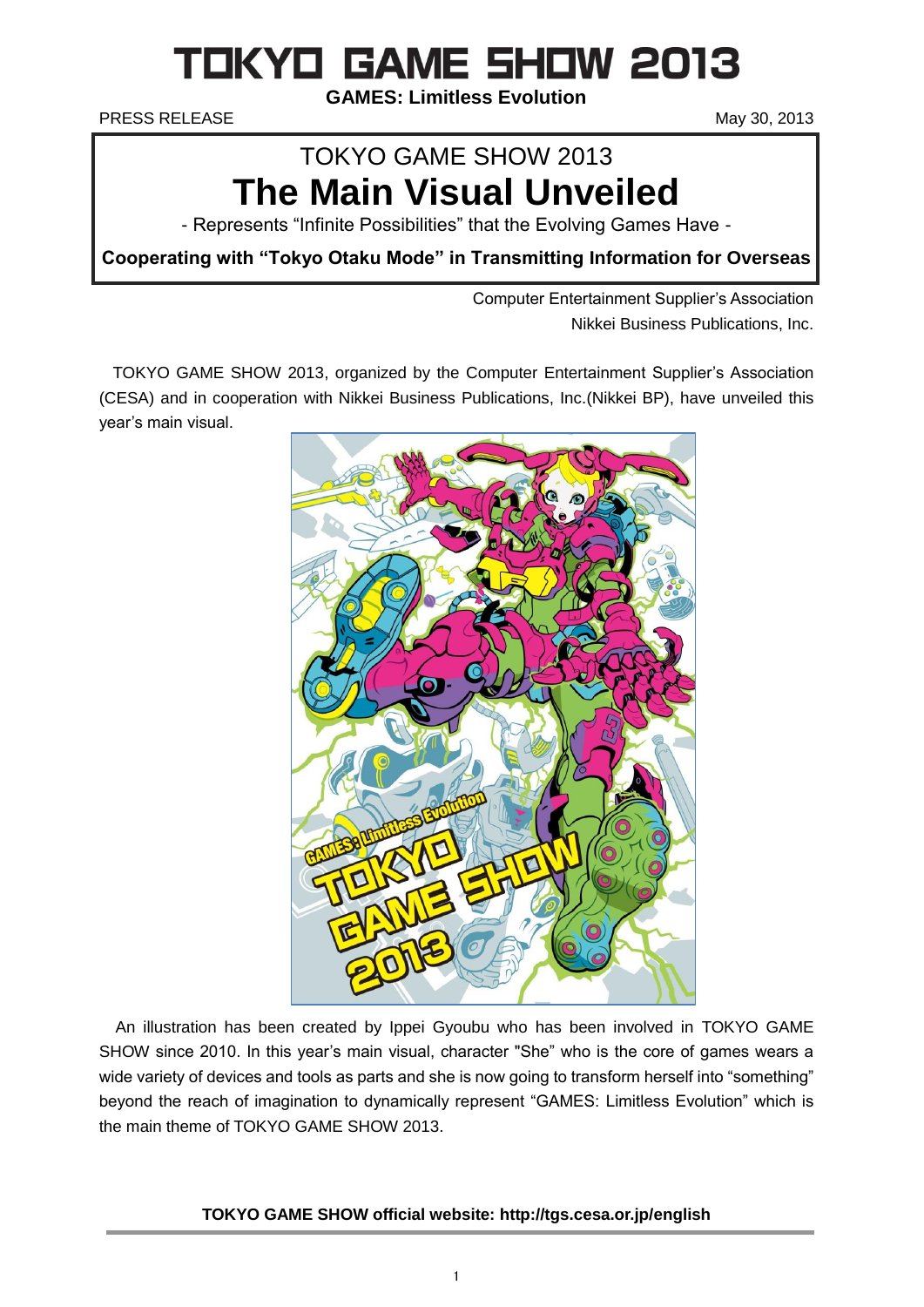# TOKYO GAME SHOW 2013

**GAMES: Limitless Evolution**

PRESS RELEASE

May 30, 2013

## TOKYO GAME SHOW 2013
# The Main Visual Unveiled

- Represents "Infinite Possibilities" that the Evolving Games Have -

**Cooperating with "Tokyo Otaku Mode" in Transmitting Information for Overseas**

Computer Entertainment Supplier's Association
Nikkei Business Publications, Inc.

TOKYO GAME SHOW 2013, organized by the Computer Entertainment Supplier's Association (CESA) and in cooperation with Nikkei Business Publications, Inc.(Nikkei BP), have unveiled this year's main visual.

An illustration has been created by Ippei Gyoubu who has been involved in TOKYO GAME SHOW since 2010. In this year's main visual, character "She" who is the core of games wears a wide variety of devices and tools as parts and she is now going to transform herself into "something" beyond the reach of imagination to dynamically represent "GAMES: Limitless Evolution" which is the main theme of TOKYO GAME SHOW 2013.

**TOKYO GAME SHOW official website: http://tgs.cesa.or.jp/english**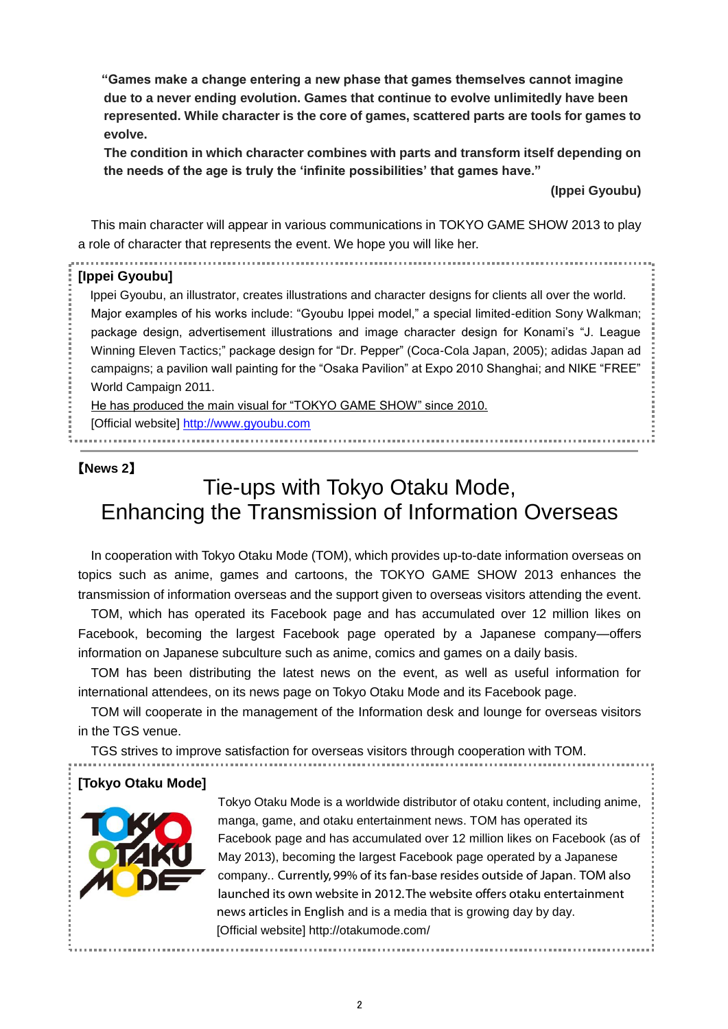**"Games make a change entering a new phase that games themselves cannot imagine due to a never ending evolution. Games that continue to evolve unlimitedly have been represented. While character is the core of games, scattered parts are tools for games to evolve.**

**The condition in which character combines with parts and transform itself depending on the needs of the age is truly the 'infinite possibilities' that games have."**

**(Ippei Gyoubu)**

This main character will appear in various communications in TOKYO GAME SHOW 2013 to play a role of character that represents the event. We hope you will like her.

**[Ippei Gyoubu]**

Ippei Gyoubu, an illustrator, creates illustrations and character designs for clients all over the world. Major examples of his works include: "Gyoubu Ippei model," a special limited-edition Sony Walkman; package design, advertisement illustrations and image character design for Konami's "J. League Winning Eleven Tactics;" package design for "Dr. Pepper" (Coca-Cola Japan, 2005); adidas Japan ad campaigns; a pavilion wall painting for the "Osaka Pavilion" at Expo 2010 Shanghai; and NIKE "FREE" World Campaign 2011.

He has produced the main visual for "TOKYO GAME SHOW" since 2010.

[Official website] http://www.gyoubu.com

---

**【News 2】**

# Tie-ups with Tokyo Otaku Mode, Enhancing the Transmission of Information Overseas

In cooperation with Tokyo Otaku Mode (TOM), which provides up-to-date information overseas on topics such as anime, games and cartoons, the TOKYO GAME SHOW 2013 enhances the transmission of information overseas and the support given to overseas visitors attending the event.

TOM, which has operated its Facebook page and has accumulated over 12 million likes on Facebook, becoming the largest Facebook page operated by a Japanese company—offers information on Japanese subculture such as anime, comics and games on a daily basis.

TOM has been distributing the latest news on the event, as well as useful information for international attendees, on its news page on Tokyo Otaku Mode and its Facebook page.

TOM will cooperate in the management of the Information desk and lounge for overseas visitors in the TGS venue.

TGS strives to improve satisfaction for overseas visitors through cooperation with TOM.

**[Tokyo Otaku Mode]**

Tokyo Otaku Mode is a worldwide distributor of otaku content, including anime, manga, game, and otaku entertainment news. TOM has operated its Facebook page and has accumulated over 12 million likes on Facebook (as of May 2013), becoming the largest Facebook page operated by a Japanese company.. Currently, 99% of its fan-base resides outside of Japan. TOM also launched its own website in 2012.The website offers otaku entertainment news articles in English and is a media that is growing day by day.

[Official website] http://otakumode.com/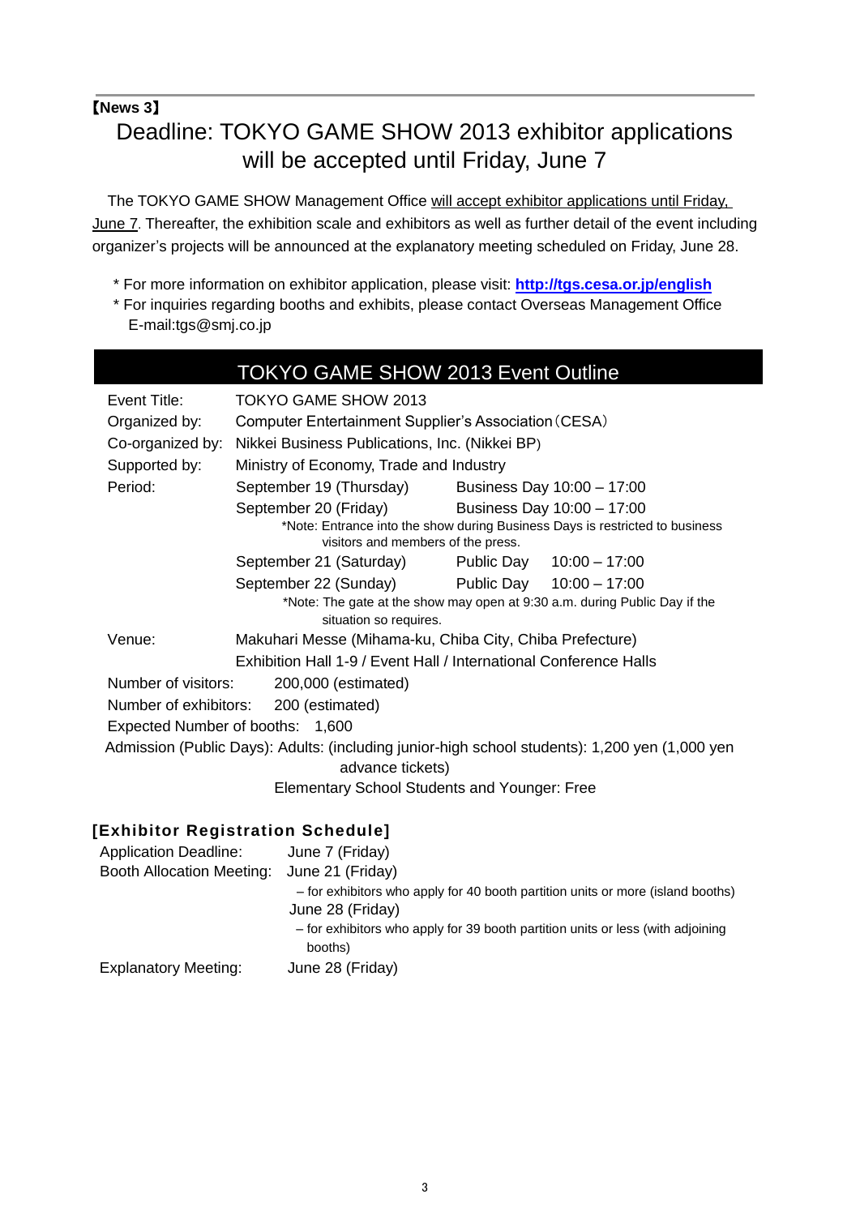【News 3】

# Deadline: TOKYO GAME SHOW 2013 exhibitor applications will be accepted until Friday, June 7

The TOKYO GAME SHOW Management Office will accept exhibitor applications until Friday, June 7. Thereafter, the exhibition scale and exhibitors as well as further detail of the event including organizer's projects will be announced at the explanatory meeting scheduled on Friday, June 28.

* For more information on exhibitor application, please visit: **http://tgs.cesa.or.jp/english**
* For inquiries regarding booths and exhibits, please contact Overseas Management Office E-mail:tgs@smj.co.jp

## TOKYO GAME SHOW 2013 Event Outline

| | |
|---|---|
| Event Title: | TOKYO GAME SHOW 2013 |
| Organized by: | Computer Entertainment Supplier's Association (CESA) |
| Co-organized by: | Nikkei Business Publications, Inc. (Nikkei BP) |
| Supported by: | Ministry of Economy, Trade and Industry |
| Period: | September 19 (Thursday) Business Day 10:00 – 17:00 |
| | September 20 (Friday) Business Day 10:00 – 17:00 |
| | *Note: Entrance into the show during Business Days is restricted to business visitors and members of the press. |
| | September 21 (Saturday) Public Day 10:00 – 17:00 |
| | September 22 (Sunday) Public Day 10:00 – 17:00 |
| | *Note: The gate at the show may open at 9:30 a.m. during Public Day if the situation so requires. |
| Venue: | Makuhari Messe (Mihama-ku, Chiba City, Chiba Prefecture) |
| | Exhibition Hall 1-9 / Event Hall / International Conference Halls |

Number of visitors: 200,000 (estimated)

Number of exhibitors: 200 (estimated)

Expected Number of booths: 1,600

Admission (Public Days): Adults: (including junior-high school students): 1,200 yen (1,000 yen advance tickets)

Elementary School Students and Younger: Free

### [Exhibitor Registration Schedule]

| | |
|---|---|
| Application Deadline: | June 7 (Friday) |
| Booth Allocation Meeting: | June 21 (Friday) – for exhibitors who apply for 40 booth partition units or more (island booths) |
| | June 28 (Friday) – for exhibitors who apply for 39 booth partition units or less (with adjoining booths) |
| Explanatory Meeting: | June 28 (Friday) |